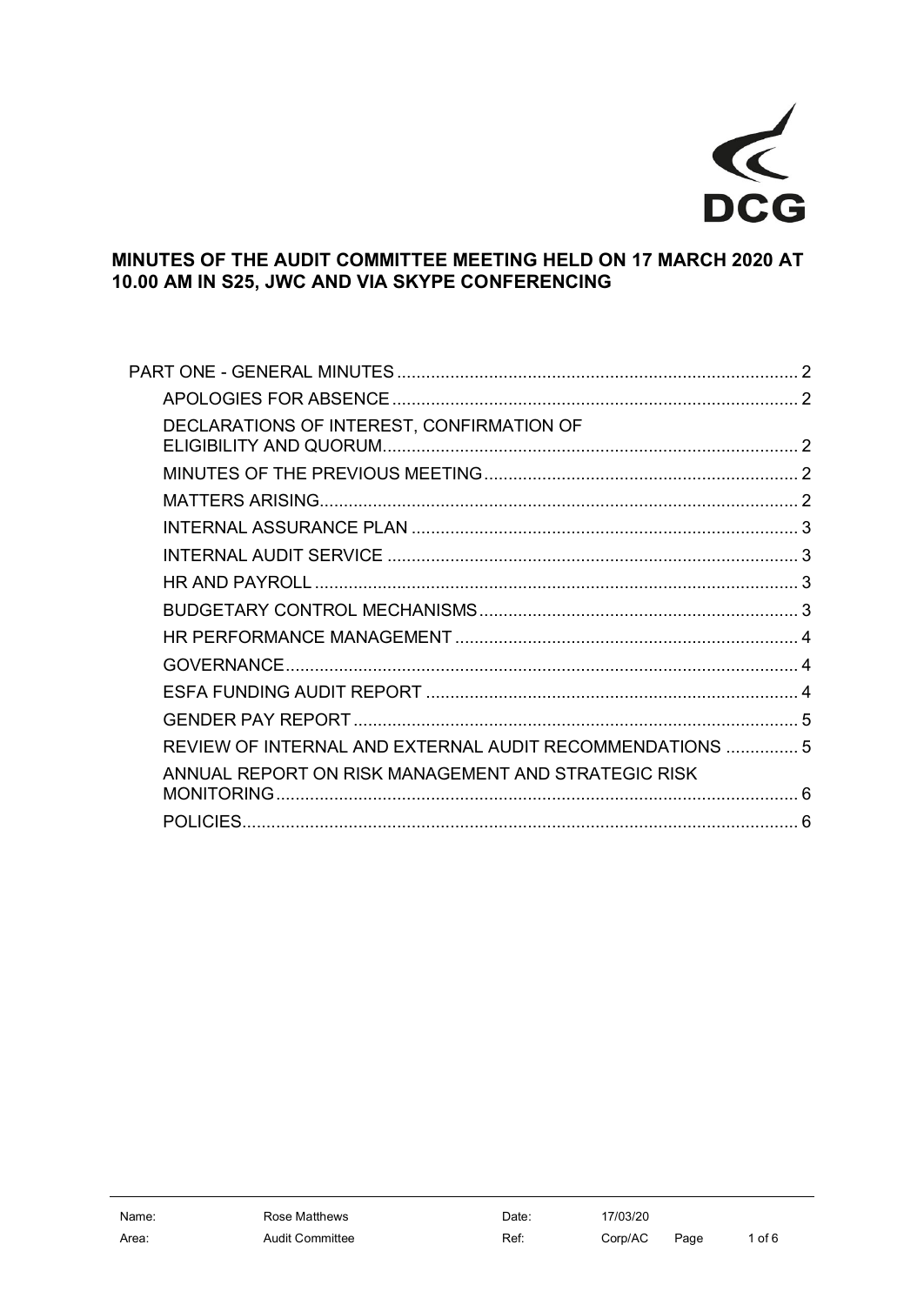DCG

# MINUTES OF THE AUDIT COMMITTEE MEETING HELD ON 17 MARCH 2020 AT 10.00 AM IN S25, JWC AND VIA SKYPE CONFERENCING

- PART ONE - GENERAL MINUTES .... 2
  - APOLOGIES FOR ABSENCE .... 2
  - DECLARATIONS OF INTEREST, CONFIRMATION OF ELIGIBILITY AND QUORUM .... 2
  - MINUTES OF THE PREVIOUS MEETING .... 2
  - MATTERS ARISING .... 2
  - INTERNAL ASSURANCE PLAN .... 3
  - INTERNAL AUDIT SERVICE .... 3
  - HR AND PAYROLL .... 3
  - BUDGETARY CONTROL MECHANISMS .... 3
  - HR PERFORMANCE MANAGEMENT .... 4
  - GOVERNANCE .... 4
  - ESFA FUNDING AUDIT REPORT .... 4
  - GENDER PAY REPORT .... 5
  - REVIEW OF INTERNAL AND EXTERNAL AUDIT RECOMMENDATIONS .... 5
  - ANNUAL REPORT ON RISK MANAGEMENT AND STRATEGIC RISK MONITORING .... 6
  - POLICIES .... 6

| Name: | Rose Matthews | Date: | 17/03/20 |
|---|---|---|---|
| Area: | Audit Committee | Ref: | Corp/AC |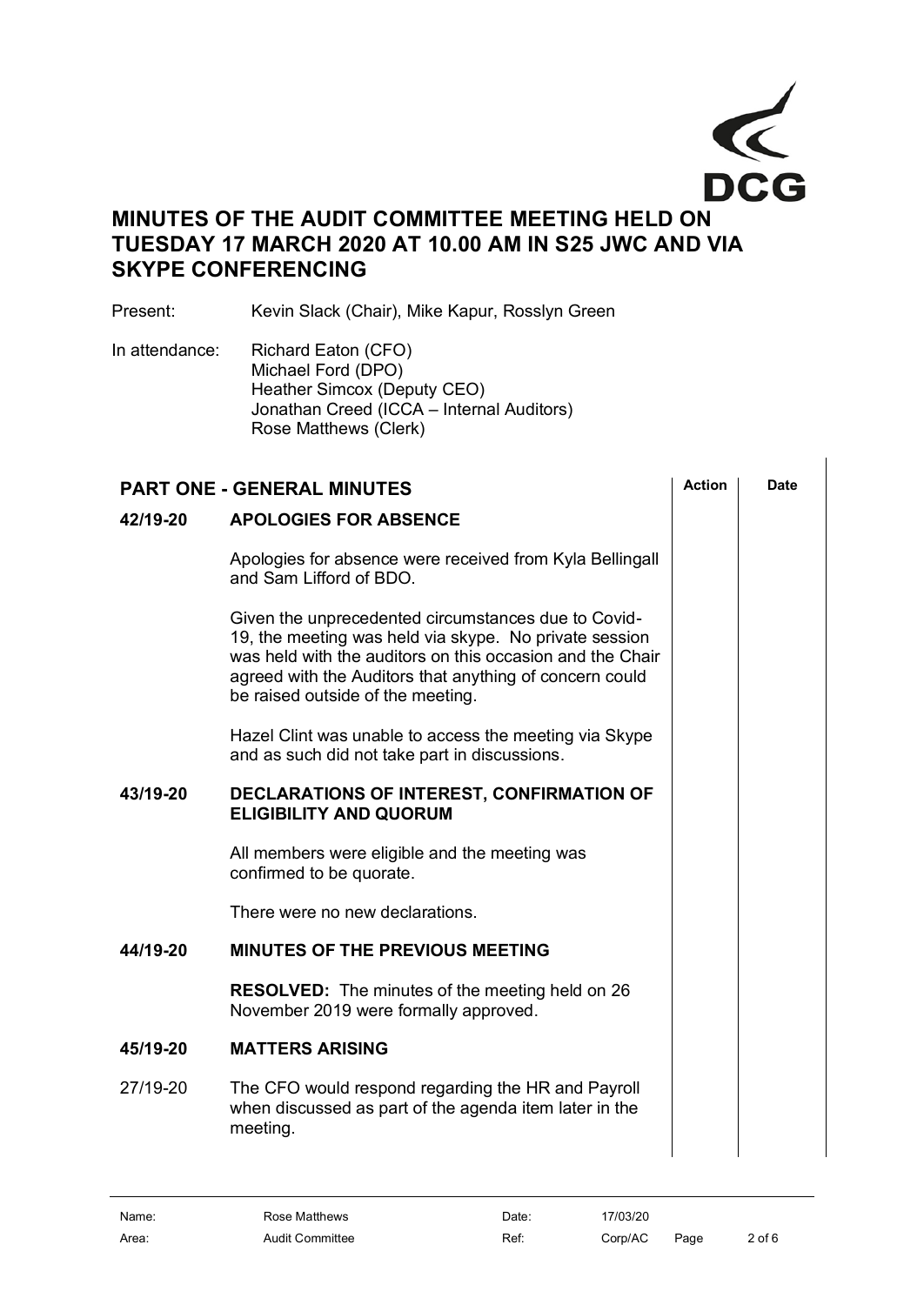**MINUTES OF THE AUDIT COMMITTEE MEETING HELD ON TUESDAY 17 MARCH 2020 AT 10.00 AM IN S25 JWC AND VIA SKYPE CONFERENCING**

Present: Kevin Slack (Chair), Mike Kapur, Rosslyn Green

In attendance: Richard Eaton (CFO)
Michael Ford (DPO)
Heather Simcox (Deputy CEO)
Jonathan Creed (ICCA – Internal Auditors)
Rose Matthews (Clerk)

| **PART ONE - GENERAL MINUTES** | | **Action** | **Date** |
|---|---|---|---|
| **42/19-20** | **APOLOGIES FOR ABSENCE** | | |
| | Apologies for absence were received from Kyla Bellingall and Sam Lifford of BDO. | | |
| | Given the unprecedented circumstances due to Covid-19, the meeting was held via skype. No private session was held with the auditors on this occasion and the Chair agreed with the Auditors that anything of concern could be raised outside of the meeting. | | |
| | Hazel Clint was unable to access the meeting via Skype and as such did not take part in discussions. | | |
| **43/19-20** | **DECLARATIONS OF INTEREST, CONFIRMATION OF ELIGIBILITY AND QUORUM** | | |
| | All members were eligible and the meeting was confirmed to be quorate. | | |
| | There were no new declarations. | | |
| **44/19-20** | **MINUTES OF THE PREVIOUS MEETING** | | |
| | **RESOLVED:** The minutes of the meeting held on 26 November 2019 were formally approved. | | |
| **45/19-20** | **MATTERS ARISING** | | |
| 27/19-20 | The CFO would respond regarding the HR and Payroll when discussed as part of the agenda item later in the meeting. | | |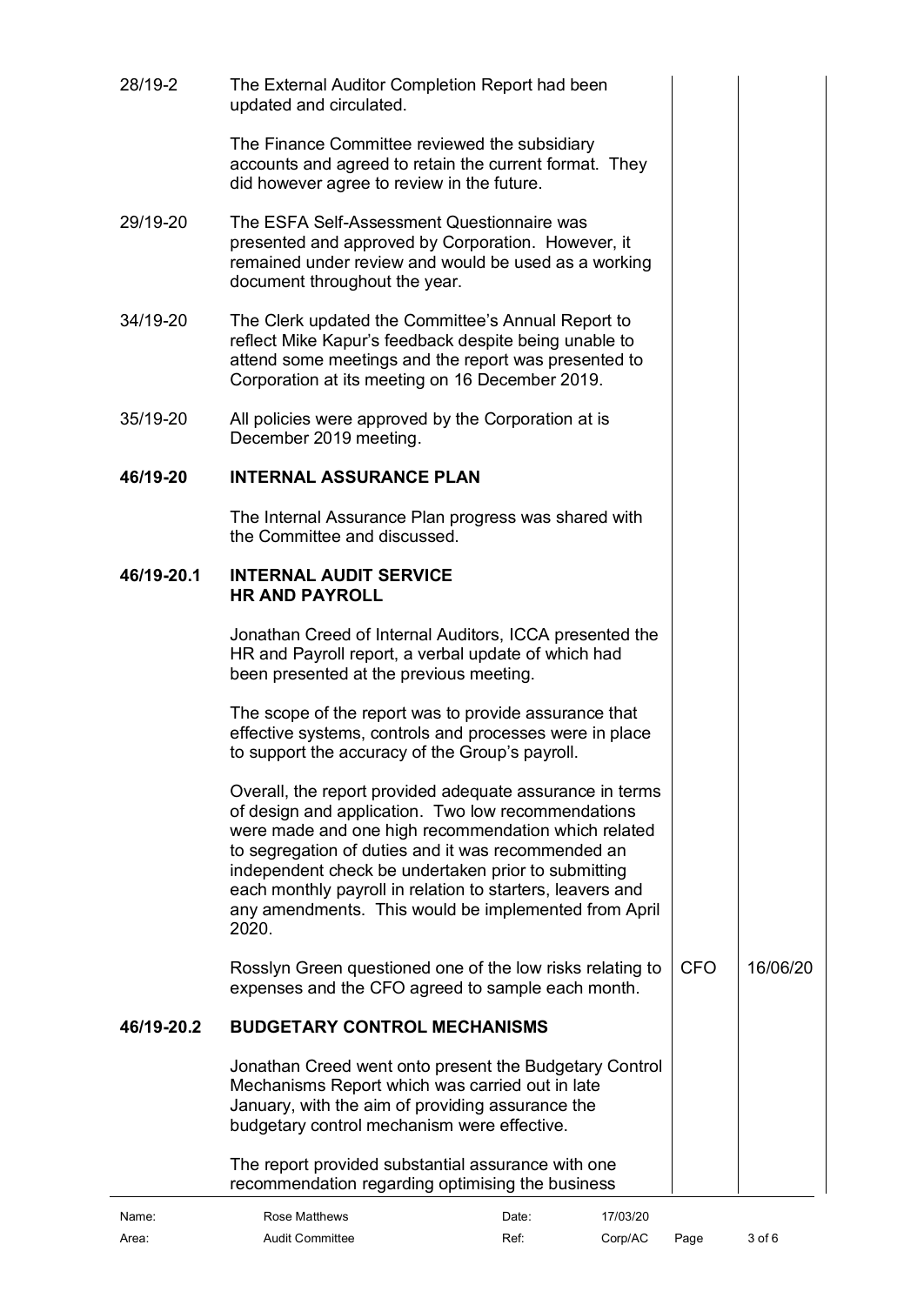| | | | |
|---|---|---|---|
| 28/19-2 | The External Auditor Completion Report had been updated and circulated.<br><br>The Finance Committee reviewed the subsidiary accounts and agreed to retain the current format. They did however agree to review in the future. | | |
| 29/19-20 | The ESFA Self-Assessment Questionnaire was presented and approved by Corporation. However, it remained under review and would be used as a working document throughout the year. | | |
| 34/19-20 | The Clerk updated the Committee's Annual Report to reflect Mike Kapur's feedback despite being unable to attend some meetings and the report was presented to Corporation at its meeting on 16 December 2019. | | |
| 35/19-20 | All policies were approved by the Corporation at is December 2019 meeting. | | |
| **46/19-20** | **INTERNAL ASSURANCE PLAN** | | |
| | The Internal Assurance Plan progress was shared with the Committee and discussed. | | |
| **46/19-20.1** | **INTERNAL AUDIT SERVICE**<br>**HR AND PAYROLL** | | |
| | Jonathan Creed of Internal Auditors, ICCA presented the HR and Payroll report, a verbal update of which had been presented at the previous meeting.<br><br>The scope of the report was to provide assurance that effective systems, controls and processes were in place to support the accuracy of the Group's payroll.<br><br>Overall, the report provided adequate assurance in terms of design and application. Two low recommendations were made and one high recommendation which related to segregation of duties and it was recommended an independent check be undertaken prior to submitting each monthly payroll in relation to starters, leavers and any amendments. This would be implemented from April 2020. | | |
| | Rosslyn Green questioned one of the low risks relating to expenses and the CFO agreed to sample each month. | CFO | 16/06/20 |
| **46/19-20.2** | **BUDGETARY CONTROL MECHANISMS** | | |
| | Jonathan Creed went onto present the Budgetary Control Mechanisms Report which was carried out in late January, with the aim of providing assurance the budgetary control mechanism were effective.<br><br>The report provided substantial assurance with one recommendation regarding optimising the business | | |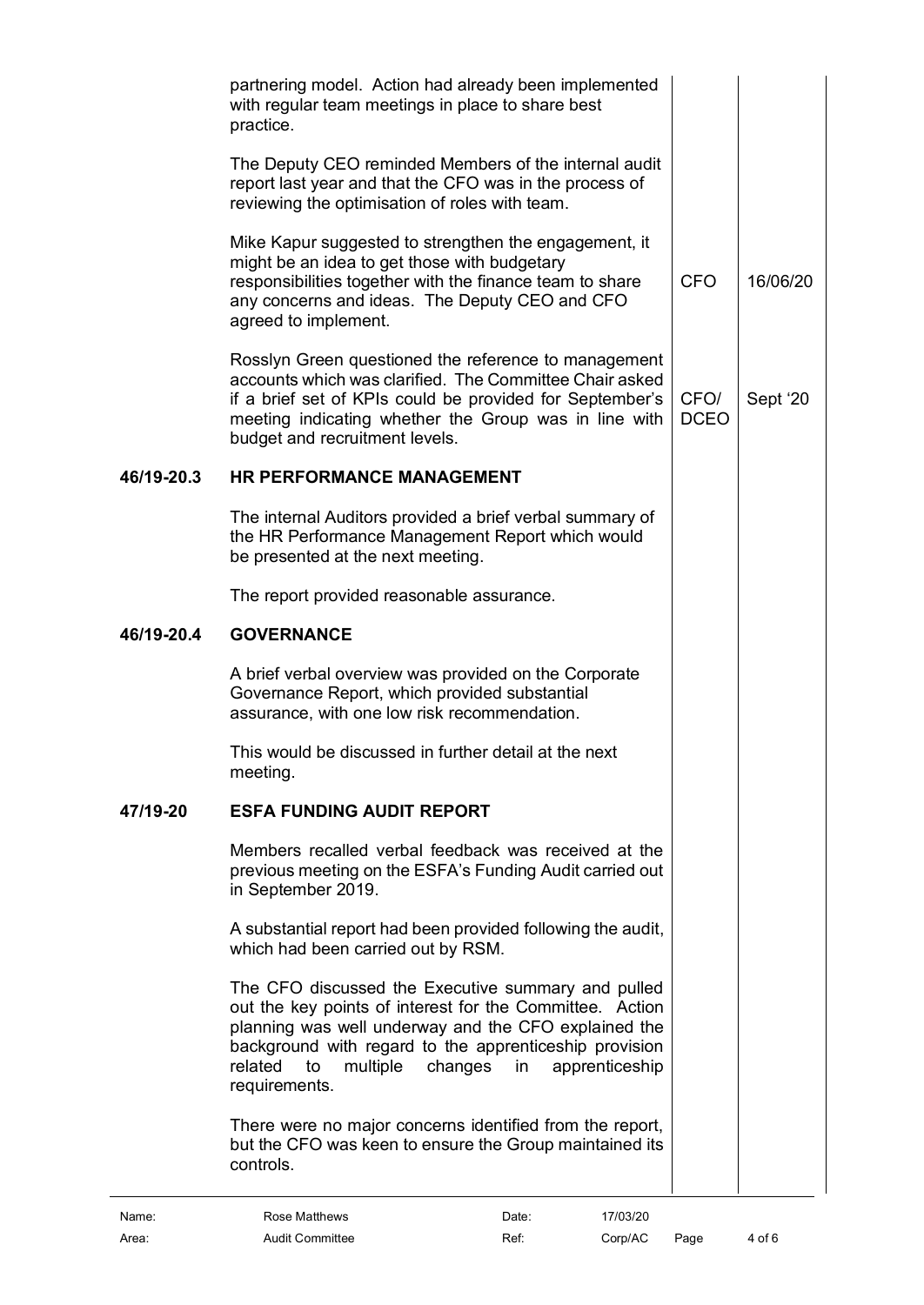| | | | |
|---|---|---|---|
| | partnering model. Action had already been implemented with regular team meetings in place to share best practice. | | |
| | The Deputy CEO reminded Members of the internal audit report last year and that the CFO was in the process of reviewing the optimisation of roles with team. | | |
| | Mike Kapur suggested to strengthen the engagement, it might be an idea to get those with budgetary responsibilities together with the finance team to share any concerns and ideas. The Deputy CEO and CFO agreed to implement. | CFO | 16/06/20 |
| | Rosslyn Green questioned the reference to management accounts which was clarified. The Committee Chair asked if a brief set of KPIs could be provided for September's meeting indicating whether the Group was in line with budget and recruitment levels. | CFO/ DCEO | Sept '20 |
| **46/19-20.3** | **HR PERFORMANCE MANAGEMENT** | | |
| | The internal Auditors provided a brief verbal summary of the HR Performance Management Report which would be presented at the next meeting. | | |
| | The report provided reasonable assurance. | | |
| **46/19-20.4** | **GOVERNANCE** | | |
| | A brief verbal overview was provided on the Corporate Governance Report, which provided substantial assurance, with one low risk recommendation. | | |
| | This would be discussed in further detail at the next meeting. | | |
| **47/19-20** | **ESFA FUNDING AUDIT REPORT** | | |
| | Members recalled verbal feedback was received at the previous meeting on the ESFA's Funding Audit carried out in September 2019. | | |
| | A substantial report had been provided following the audit, which had been carried out by RSM. | | |
| | The CFO discussed the Executive summary and pulled out the key points of interest for the Committee. Action planning was well underway and the CFO explained the background with regard to the apprenticeship provision related to multiple changes in apprenticeship requirements. | | |
| | There were no major concerns identified from the report, but the CFO was keen to ensure the Group maintained its controls. | | |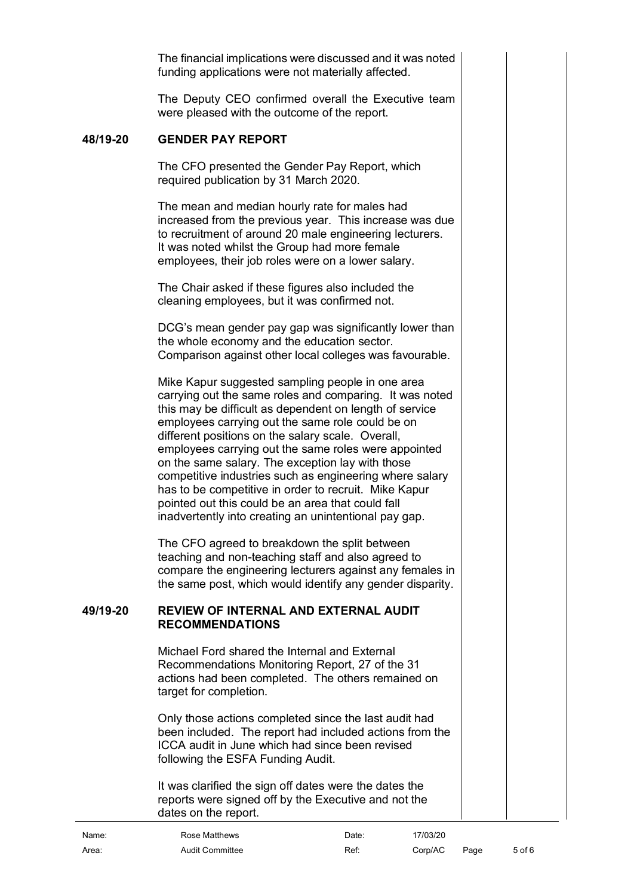The financial implications were discussed and it was noted funding applications were not materially affected.

The Deputy CEO confirmed overall the Executive team were pleased with the outcome of the report.

## 48/19-20 GENDER PAY REPORT

The CFO presented the Gender Pay Report, which required publication by 31 March 2020.

The mean and median hourly rate for males had increased from the previous year. This increase was due to recruitment of around 20 male engineering lecturers. It was noted whilst the Group had more female employees, their job roles were on a lower salary.

The Chair asked if these figures also included the cleaning employees, but it was confirmed not.

DCG's mean gender pay gap was significantly lower than the whole economy and the education sector. Comparison against other local colleges was favourable.

Mike Kapur suggested sampling people in one area carrying out the same roles and comparing. It was noted this may be difficult as dependent on length of service employees carrying out the same role could be on different positions on the salary scale. Overall, employees carrying out the same roles were appointed on the same salary. The exception lay with those competitive industries such as engineering where salary has to be competitive in order to recruit. Mike Kapur pointed out this could be an area that could fall inadvertently into creating an unintentional pay gap.

The CFO agreed to breakdown the split between teaching and non-teaching staff and also agreed to compare the engineering lecturers against any females in the same post, which would identify any gender disparity.

## 49/19-20 REVIEW OF INTERNAL AND EXTERNAL AUDIT RECOMMENDATIONS

Michael Ford shared the Internal and External Recommendations Monitoring Report, 27 of the 31 actions had been completed. The others remained on target for completion.

Only those actions completed since the last audit had been included. The report had included actions from the ICCA audit in June which had since been revised following the ESFA Funding Audit.

It was clarified the sign off dates were the dates the reports were signed off by the Executive and not the dates on the report.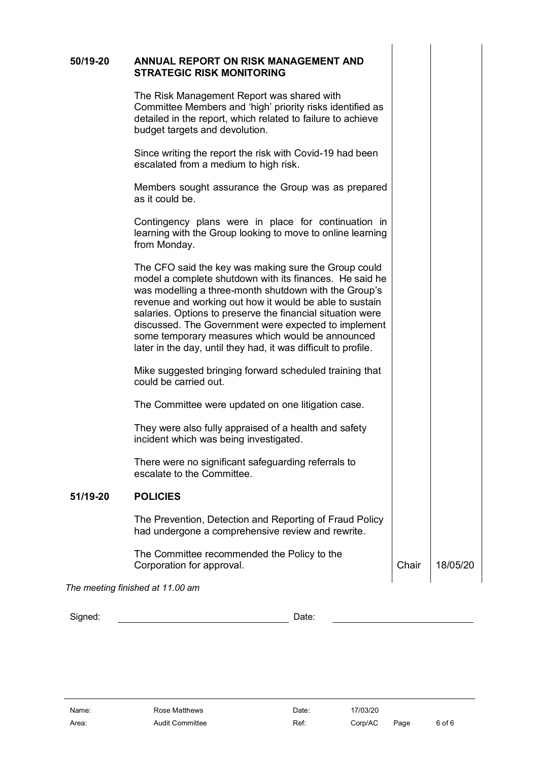| | | | |
|---|---|---|---|
| **50/19-20** | **ANNUAL REPORT ON RISK MANAGEMENT AND STRATEGIC RISK MONITORING** | | |
| | The Risk Management Report was shared with Committee Members and 'high' priority risks identified as detailed in the report, which related to failure to achieve budget targets and devolution. | | |
| | Since writing the report the risk with Covid-19 had been escalated from a medium to high risk. | | |
| | Members sought assurance the Group was as prepared as it could be. | | |
| | Contingency plans were in place for continuation in learning with the Group looking to move to online learning from Monday. | | |
| | The CFO said the key was making sure the Group could model a complete shutdown with its finances. He said he was modelling a three-month shutdown with the Group's revenue and working out how it would be able to sustain salaries. Options to preserve the financial situation were discussed. The Government were expected to implement some temporary measures which would be announced later in the day, until they had, it was difficult to profile. | | |
| | Mike suggested bringing forward scheduled training that could be carried out. | | |
| | The Committee were updated on one litigation case. | | |
| | They were also fully appraised of a health and safety incident which was being investigated. | | |
| | There were no significant safeguarding referrals to escalate to the Committee. | | |
| **51/19-20** | **POLICIES** | | |
| | The Prevention, Detection and Reporting of Fraud Policy had undergone a comprehensive review and rewrite. | | |
| | The Committee recommended the Policy to the Corporation for approval. | Chair | 18/05/20 |

*The meeting finished at 11.00 am*

Signed: ______________________ Date: ______________________

| | | | |
|---|---|---|---|
| Name: | Rose Matthews | Date: | 17/03/20 |
| Area: | Audit Committee | Ref: | Corp/AC |